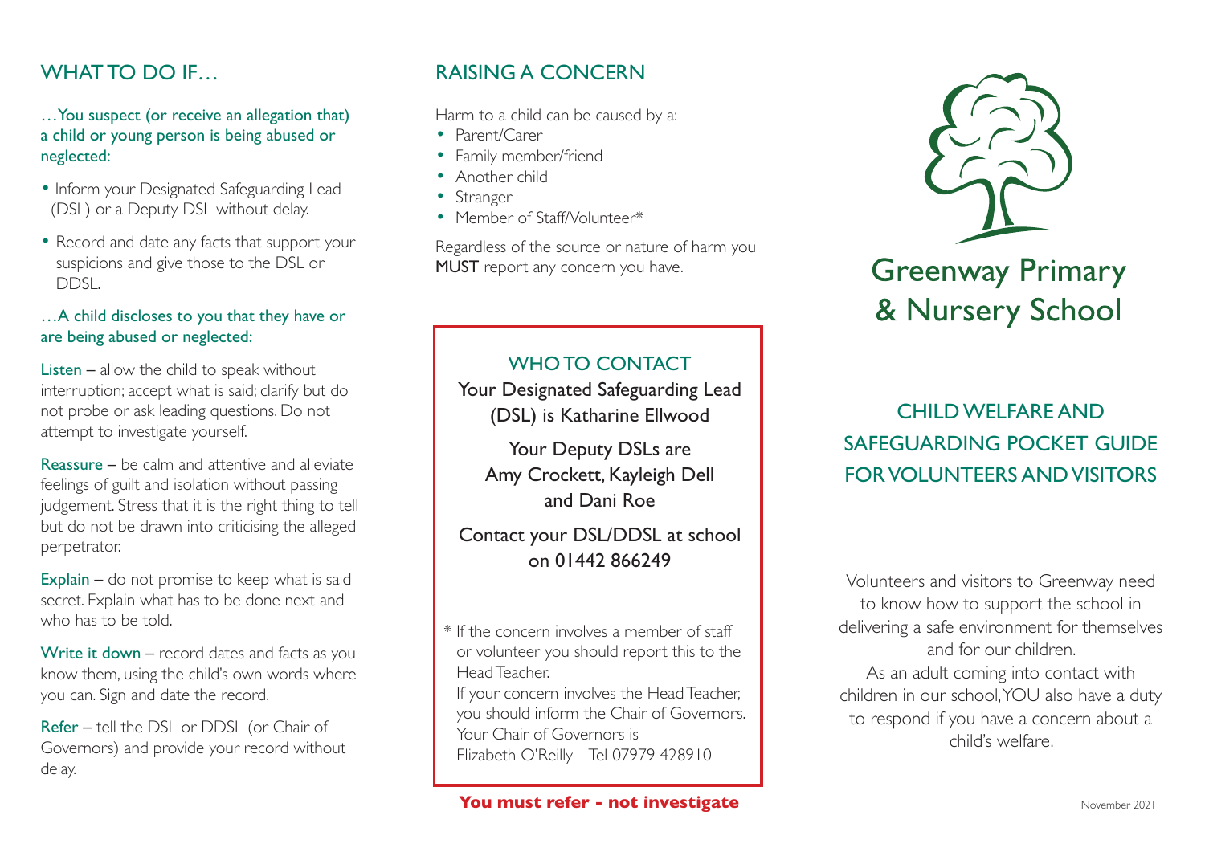## WHAT TO DO IF…

…You suspect (or receive an allegation that) a child or young person is being abused or neglected:

- Inform your Designated Safeguarding Lead (DSL) or a Deputy DSL without delay.
- Record and date any facts that support your suspicions and give those to the DSL or DDSL.

…A child discloses to you that they have or are being abused or neglected:

**Listen** – allow the child to speak without interruption; accept what is said; clarify but do not probe or ask leading questions. Do not attempt to investigate yourself.

**Reassure** – be calm and attentive and alleviate feelings of guilt and isolation without passing judgement. Stress that it is the right thing to tell but do not be drawn into criticising the alleged perpetrator.

**Explain** – do not promise to keep what is said secret. Explain what has to be done next and who has to be told.

**Write it down** – record dates and facts as you know them, using the child's own words where you can. Sign and date the record.

**Refer** – tell the DSL or DDSL (or Chair of Governors) and provide your record without delay.

## RAISING A CONCERN

Harm to a child can be caused by a:

- Parent/Carer
- Family member/friend
- Another child
- Stranger
- Member of Staff/Volunteer*

Regardless of the source or nature of harm you **MUST** report any concern you have.

### WHO TO CONTACT

Your Designated Safeguarding Lead (DSL) is Katharine Ellwood

Your Deputy DSLs are Amy Crockett, Kayleigh Dell and Dani Roe

Contact your DSL/DDSL at school on 01442 866249

* If the concern involves a member of staff or volunteer you should report this to the Head Teacher.
If your concern involves the Head Teacher, you should inform the Chair of Governors. Your Chair of Governors is Elizabeth O'Reilly – Tel 07979 428910

**You must refer - not investigate**

# Greenway Primary & Nursery School

## CHILD WELFARE AND SAFEGUARDING POCKET GUIDE FOR VOLUNTEERS AND VISITORS

Volunteers and visitors to Greenway need to know how to support the school in delivering a safe environment for themselves and for our children.
As an adult coming into contact with children in our school, YOU also have a duty to respond if you have a concern about a child's welfare.

November 2021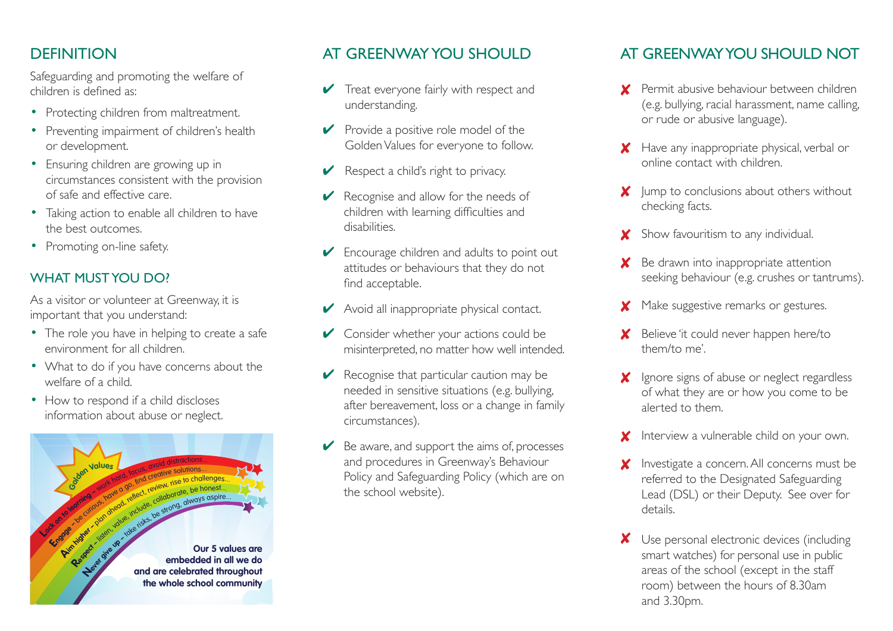## DEFINITION

Safeguarding and promoting the welfare of children is defined as:

- Protecting children from maltreatment.
- Preventing impairment of children's health or development.
- Ensuring children are growing up in circumstances consistent with the provision of safe and effective care.
- Taking action to enable all children to have the best outcomes.
- Promoting on-line safety.

### WHAT MUST YOU DO?

As a visitor or volunteer at Greenway, it is important that you understand:

- The role you have in helping to create a safe environment for all children.
- What to do if you have concerns about the welfare of a child.
- How to respond if a child discloses information about abuse or neglect.

Golden Values

Look on to learning – work hard, focus, avoid distractions...
Engage – be curious, have a go, find creative solutions...
Aim higher – plan ahead, reflect, review, rise to challenges...
Respect – listen, value, include, collaborate, be honest...
Never give up – take risks, be strong, always aspire...

**Our 5 values are embedded in all we do and are celebrated throughout the whole school community**

## AT GREENWAY YOU SHOULD

- ✔ Treat everyone fairly with respect and understanding.
- ✔ Provide a positive role model of the Golden Values for everyone to follow.
- ✔ Respect a child's right to privacy.
- ✔ Recognise and allow for the needs of children with learning difficulties and disabilities.
- ✔ Encourage children and adults to point out attitudes or behaviours that they do not find acceptable.
- ✔ Avoid all inappropriate physical contact.
- ✔ Consider whether your actions could be misinterpreted, no matter how well intended.
- ✔ Recognise that particular caution may be needed in sensitive situations (e.g. bullying, after bereavement, loss or a change in family circumstances).
- ✔ Be aware, and support the aims of, processes and procedures in Greenway's Behaviour Policy and Safeguarding Policy (which are on the school website).

## AT GREENWAY YOU SHOULD NOT

- ✘ Permit abusive behaviour between children (e.g. bullying, racial harassment, name calling, or rude or abusive language).
- ✘ Have any inappropriate physical, verbal or online contact with children.
- ✘ Jump to conclusions about others without checking facts.
- ✘ Show favouritism to any individual.
- ✘ Be drawn into inappropriate attention seeking behaviour (e.g. crushes or tantrums).
- ✘ Make suggestive remarks or gestures.
- ✘ Believe 'it could never happen here/to them/to me'.
- ✘ Ignore signs of abuse or neglect regardless of what they are or how you come to be alerted to them.
- ✘ Interview a vulnerable child on your own.
- ✘ Investigate a concern. All concerns must be referred to the Designated Safeguarding Lead (DSL) or their Deputy. See over for details.
- ✘ Use personal electronic devices (including smart watches) for personal use in public areas of the school (except in the staff room) between the hours of 8.30am and 3.30pm.